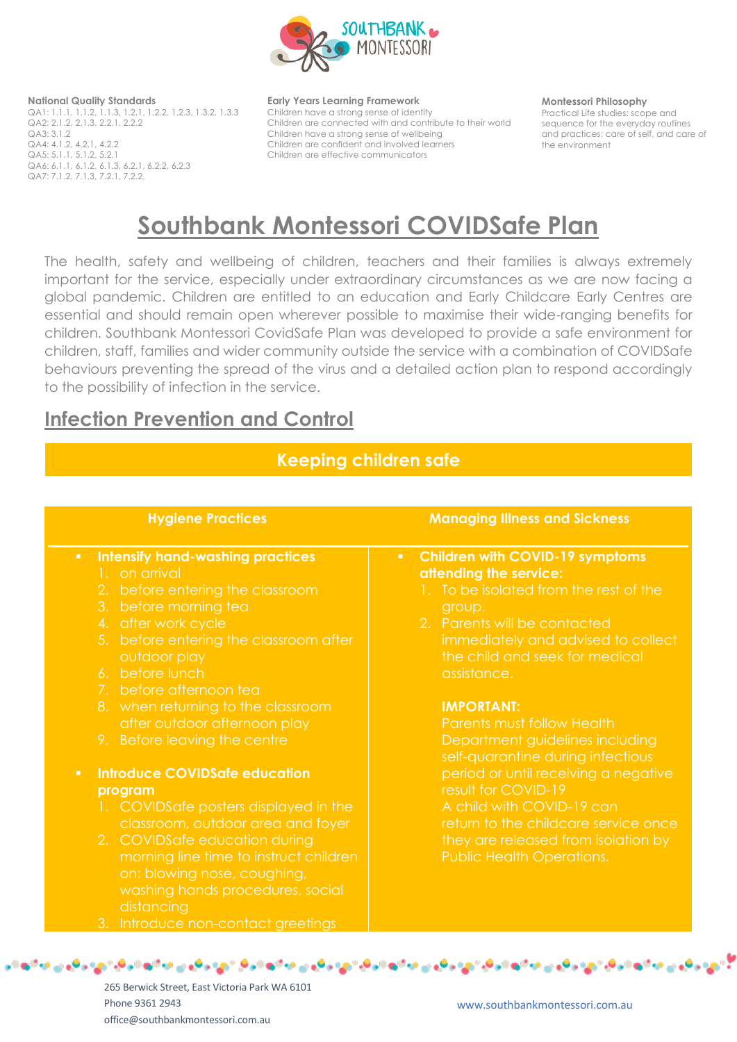**National Quality Standards**
QA1: 1.1.1, 1.1.2, 1.1.3, 1.2.1, 1.2.2, 1.2.3, 1.3.2, 1.3.3
QA2: 2.1.2, 2.1.3, 2.2.1, 2.2.2
QA3: 3.1.2
QA4: 4.1.2, 4.2.1, 4.2.2
QA5: 5.1.1, 5.1.2, 5.2.1
QA6: 6.1.1, 6.1.2, 6.1.3, 6.2.1, 6.2.2, 6.2.3
QA7: 7.1.2, 7.1.3, 7.2.1, 7.2.2,

**Early Years Learning Framework**
Children have a strong sense of identity
Children are connected with and contribute to their world
Children have a strong sense of wellbeing
Children are confident and involved learners
Children are effective communicators

**Montessori Philosophy**
Practical Life studies: scope and sequence for the everyday routines and practices: care of self, and care of the environment

# Southbank Montessori COVIDSafe Plan

The health, safety and wellbeing of children, teachers and their families is always extremely important for the service, especially under extraordinary circumstances as we are now facing a global pandemic. Children are entitled to an education and Early Childcare Early Centres are essential and should remain open wherever possible to maximise their wide-ranging benefits for children. Southbank Montessori CovidSafe Plan was developed to provide a safe environment for children, staff, families and wider community outside the service with a combination of COVIDSafe behaviours preventing the spread of the virus and a detailed action plan to respond accordingly to the possibility of infection in the service.

## Infection Prevention and Control

### Keeping children safe

| Hygiene Practices | Managing Illness and Sickness |
|---|---|
| ▪ **Intensify hand-washing practices**<br>1. on arrival<br>2. before entering the classroom<br>3. before morning tea<br>4. after work cycle<br>5. before entering the classroom after outdoor play<br>6. before lunch<br>7. before afternoon tea<br>8. when returning to the classroom after outdoor afternoon play<br>9. Before leaving the centre<br><br>▪ **Introduce COVIDSafe education program**<br>1. COVIDSafe posters displayed in the classroom, outdoor area and foyer<br>2. COVIDSafe education during morning line time to instruct children on: blowing nose, coughing, washing hands procedures, social distancing<br>3. Introduce non-contact greetings | ▪ **Children with COVID-19 symptoms attending the service:**<br>1. To be isolated from the rest of the group.<br>2. Parents will be contacted immediately and advised to collect the child and seek for medical assistance.<br><br>**IMPORTANT:**<br>Parents must follow Health Department guidelines including self-quarantine during infectious period or until receiving a negative result for COVID-19<br>A child with COVID-19 can return to the childcare service once they are released from isolation by Public Health Operations. |

265 Berwick Street, East Victoria Park WA 6101
Phone 9361 2943
office@southbankmontessori.com.au
www.southbankmontessori.com.au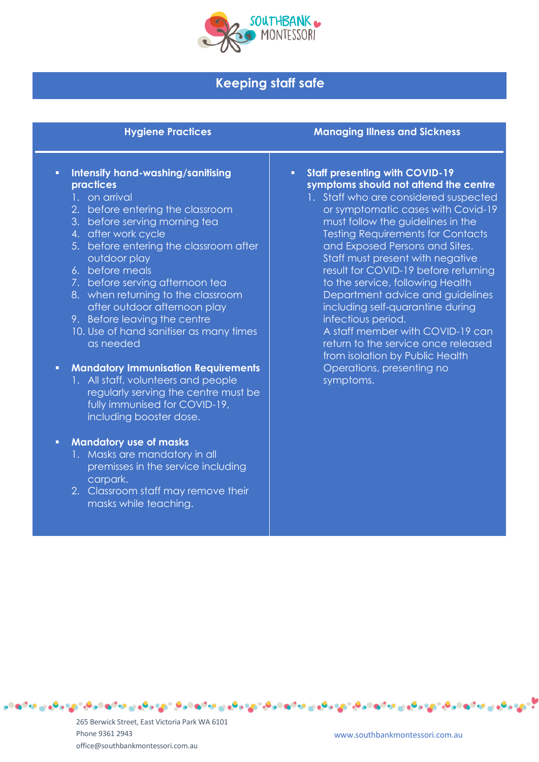# Keeping staff safe

## Hygiene Practices

- **Intensify hand-washing/sanitising practices**
  1. on arrival
  2. before entering the classroom
  3. before serving morning tea
  4. after work cycle
  5. before entering the classroom after outdoor play
  6. before meals
  7. before serving afternoon tea
  8. when returning to the classroom after outdoor afternoon play
  9. Before leaving the centre
  10. Use of hand sanitiser as many times as needed

- **Mandatory Immunisation Requirements**
  1. All staff, volunteers and people regularly serving the centre must be fully immunised for COVID-19, including booster dose.

- **Mandatory use of masks**
  1. Masks are mandatory in all premisses in the service including carpark.
  2. Classroom staff may remove their masks while teaching.

## Managing Illness and Sickness

- **Staff presenting with COVID-19 symptoms should not attend the centre**
  1. Staff who are considered suspected or symptomatic cases with Covid-19 must follow the guidelines in the Testing Requirements for Contacts and Exposed Persons and Sites. Staff must present with negative result for COVID-19 before returning to the service, following Health Department advice and guidelines including self-quarantine during infectious period.
     A staff member with COVID-19 can return to the service once released from isolation by Public Health Operations, presenting no symptoms.

265 Berwick Street, East Victoria Park WA 6101
Phone 9361 2943
office@southbankmontessori.com.au

www.southbankmontessori.com.au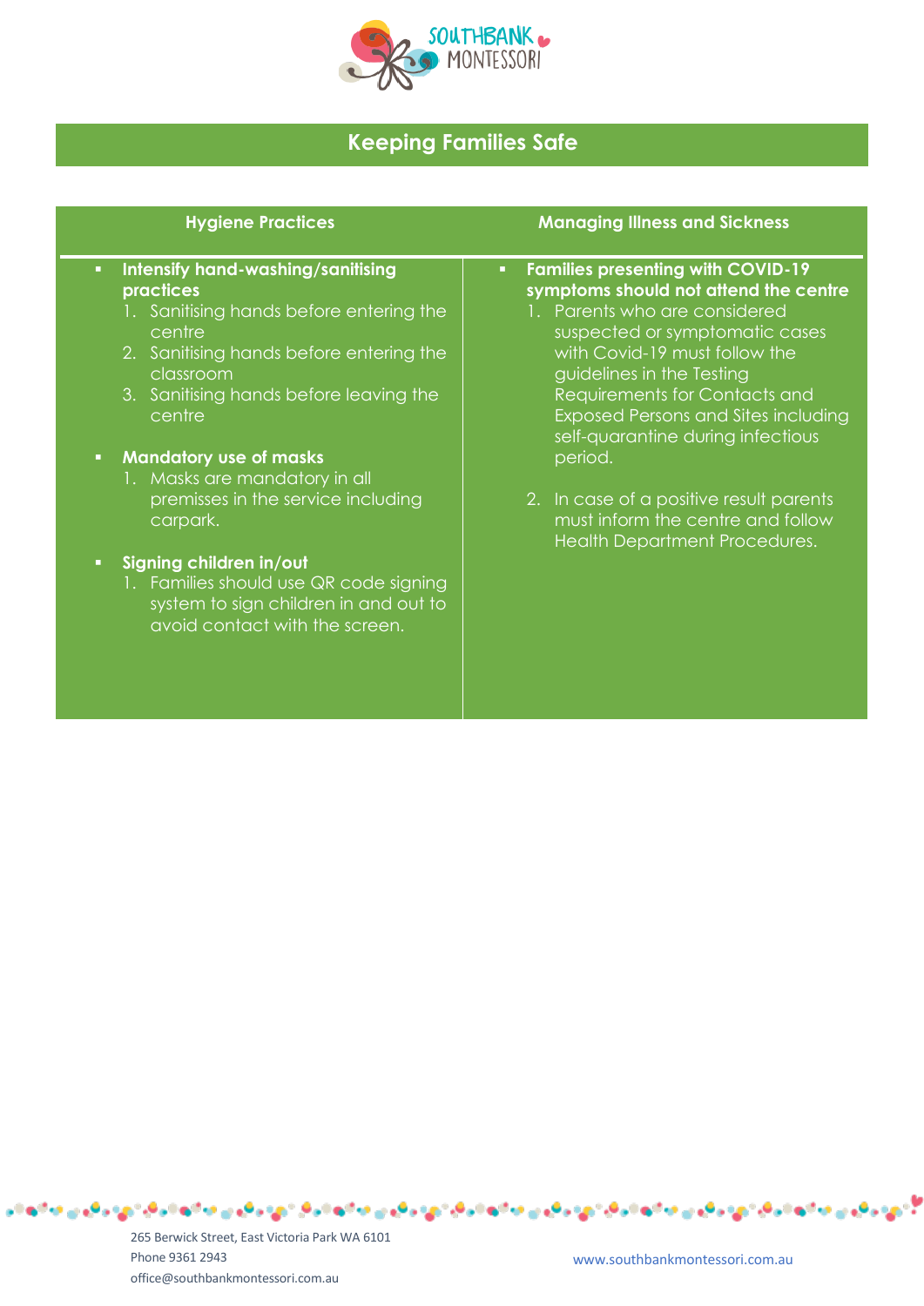## Keeping Families Safe

### Hygiene Practices

- **Intensify hand-washing/sanitising practices**
  1. Sanitising hands before entering the centre
  2. Sanitising hands before entering the classroom
  3. Sanitising hands before leaving the centre

- **Mandatory use of masks**
  1. Masks are mandatory in all premisses in the service including carpark.

- **Signing children in/out**
  1. Families should use QR code signing system to sign children in and out to avoid contact with the screen.

### Managing Illness and Sickness

- **Families presenting with COVID-19 symptoms should not attend the centre**
  1. Parents who are considered suspected or symptomatic cases with Covid-19 must follow the guidelines in the Testing Requirements for Contacts and Exposed Persons and Sites including self-quarantine during infectious period.

  2. In case of a positive result parents must inform the centre and follow Health Department Procedures.

265 Berwick Street, East Victoria Park WA 6101
Phone 9361 2943
office@southbankmontessori.com.au

www.southbankmontessori.com.au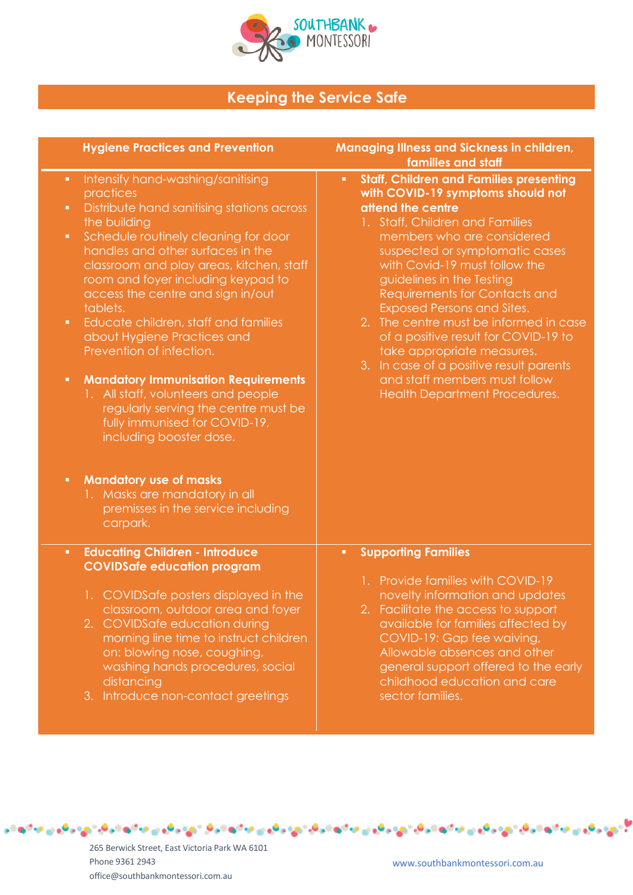## Keeping the Service Safe

| Hygiene Practices and Prevention | Managing Illness and Sickness in children, families and staff |
|---|---|
| ▪ Intensify hand-washing/sanitising practices<br>▪ Distribute hand sanitising stations across the building<br>▪ Schedule routinely cleaning for door handles and other surfaces in the classroom and play areas, kitchen, staff room and foyer including keypad to access the centre and sign in/out tablets.<br>▪ Educate children, staff and families about Hygiene Practices and Prevention of infection.<br><br>▪ **Mandatory Immunisation Requirements**<br>1. All staff, volunteers and people regularly serving the centre must be fully immunised for COVID-19, including booster dose.<br><br>▪ **Mandatory use of masks**<br>1. Masks are mandatory in all premisses in the service including carpark. | ▪ **Staff, Children and Families presenting with COVID-19 symptoms should not attend the centre**<br>1. Staff, Children and Families members who are considered suspected or symptomatic cases with Covid-19 must follow the guidelines in the Testing Requirements for Contacts and Exposed Persons and Sites.<br>2. The centre must be informed in case of a positive result for COVID-19 to take appropriate measures.<br>3. In case of a positive result parents and staff members must follow Health Department Procedures. |
| ▪ **Educating Children - Introduce COVIDSafe education program**<br><br>1. COVIDSafe posters displayed in the classroom, outdoor area and foyer<br>2. COVIDSafe education during morning line time to instruct children on: blowing nose, coughing, washing hands procedures, social distancing<br>3. Introduce non-contact greetings | ▪ **Supporting Families**<br><br>1. Provide families with COVID-19 novelty information and updates<br>2. Facilitate the access to support available for families affected by COVID-19: Gap fee waiving, Allowable absences and other general support offered to the early childhood education and care sector families. |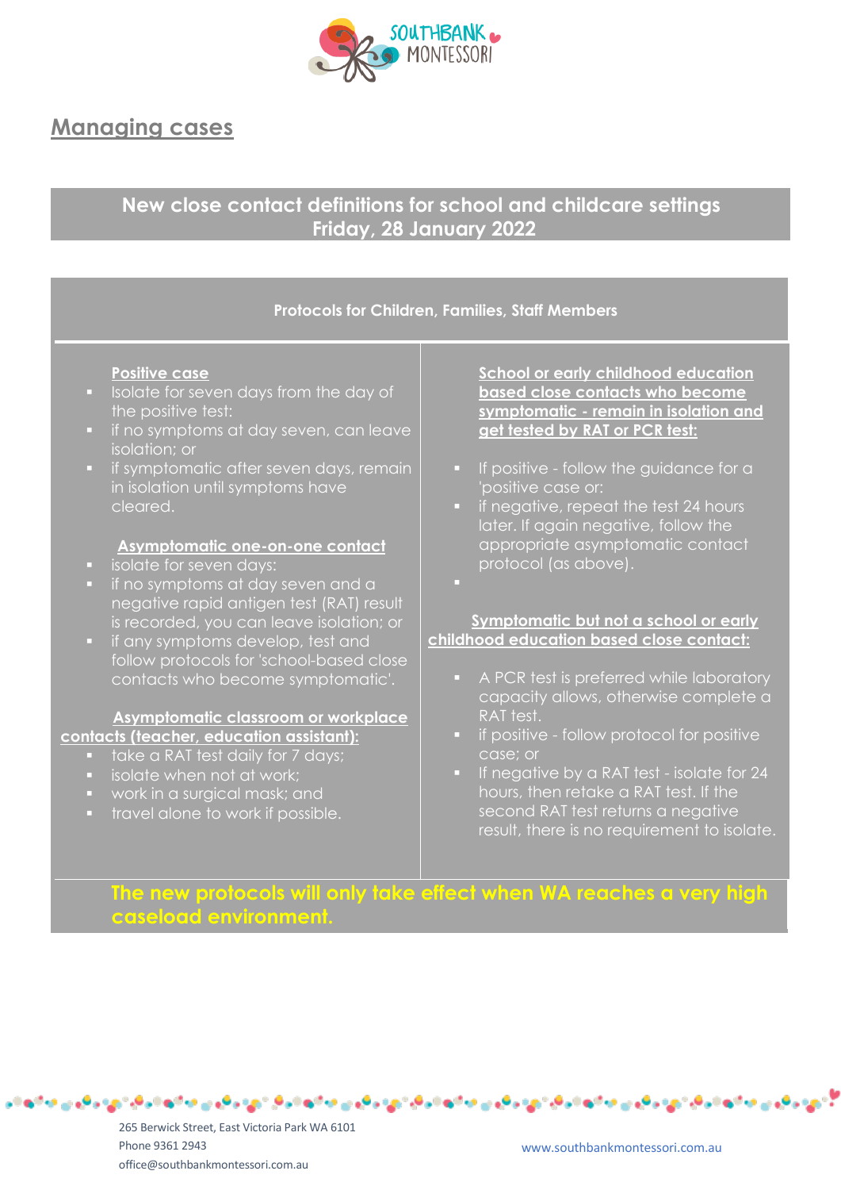# Managing cases

## New close contact definitions for school and childcare settings
## Friday, 28 January 2022

### Protocols for Children, Families, Staff Members

**Positive case**

- Isolate for seven days from the day of the positive test:
- if no symptoms at day seven, can leave isolation; or
- if symptomatic after seven days, remain in isolation until symptoms have cleared.

**Asymptomatic one-on-one contact**

- isolate for seven days:
- if no symptoms at day seven and a negative rapid antigen test (RAT) result is recorded, you can leave isolation; or
- if any symptoms develop, test and follow protocols for 'school-based close contacts who become symptomatic'.

**Asymptomatic classroom or workplace contacts (teacher, education assistant):**

- take a RAT test daily for 7 days;
- isolate when not at work;
- work in a surgical mask; and
- travel alone to work if possible.

**School or early childhood education based close contacts who become symptomatic - remain in isolation and get tested by RAT or PCR test:**

- If positive - follow the guidance for a 'positive case or:
- if negative, repeat the test 24 hours later. If again negative, follow the appropriate asymptomatic contact protocol (as above).

**Symptomatic but not a school or early childhood education based close contact:**

- A PCR test is preferred while laboratory capacity allows, otherwise complete a RAT test.
- if positive - follow protocol for positive case; or
- If negative by a RAT test - isolate for 24 hours, then retake a RAT test. If the second RAT test returns a negative result, there is no requirement to isolate.

**The new protocols will only take effect when WA reaches a very high caseload environment.**

265 Berwick Street, East Victoria Park WA 6101
Phone 9361 2943
office@southbankmontessori.com.au
www.southbankmontessori.com.au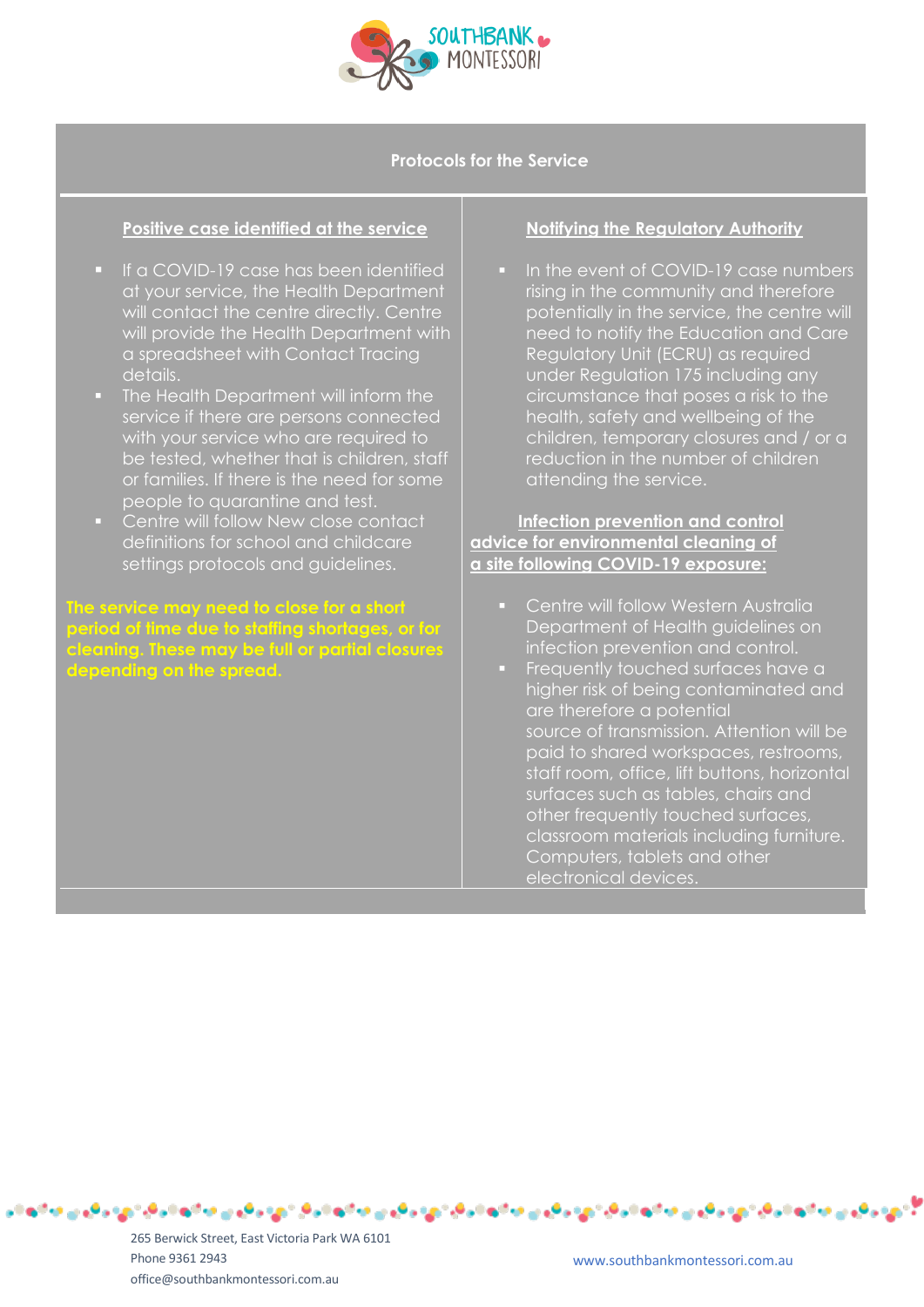## Protocols for the Service

### Positive case identified at the service

- If a COVID-19 case has been identified at your service, the Health Department will contact the centre directly. Centre will provide the Health Department with a spreadsheet with Contact Tracing details.
- The Health Department will inform the service if there are persons connected with your service who are required to be tested, whether that is children, staff or families. If there is the need for some people to quarantine and test.
- Centre will follow New close contact definitions for school and childcare settings protocols and guidelines.

**The service may need to close for a short period of time due to staffing shortages, or for cleaning. These may be full or partial closures depending on the spread.**

### Notifying the Regulatory Authority

- In the event of COVID-19 case numbers rising in the community and therefore potentially in the service, the centre will need to notify the Education and Care Regulatory Unit (ECRU) as required under Regulation 175 including any circumstance that poses a risk to the health, safety and wellbeing of the children, temporary closures and / or a reduction in the number of children attending the service.

### Infection prevention and control advice for environmental cleaning of a site following COVID-19 exposure:

- Centre will follow Western Australia Department of Health guidelines on infection prevention and control.
- Frequently touched surfaces have a higher risk of being contaminated and are therefore a potential source of transmission. Attention will be paid to shared workspaces, restrooms, staff room, office, lift buttons, horizontal surfaces such as tables, chairs and other frequently touched surfaces, classroom materials including furniture. Computers, tablets and other electronical devices.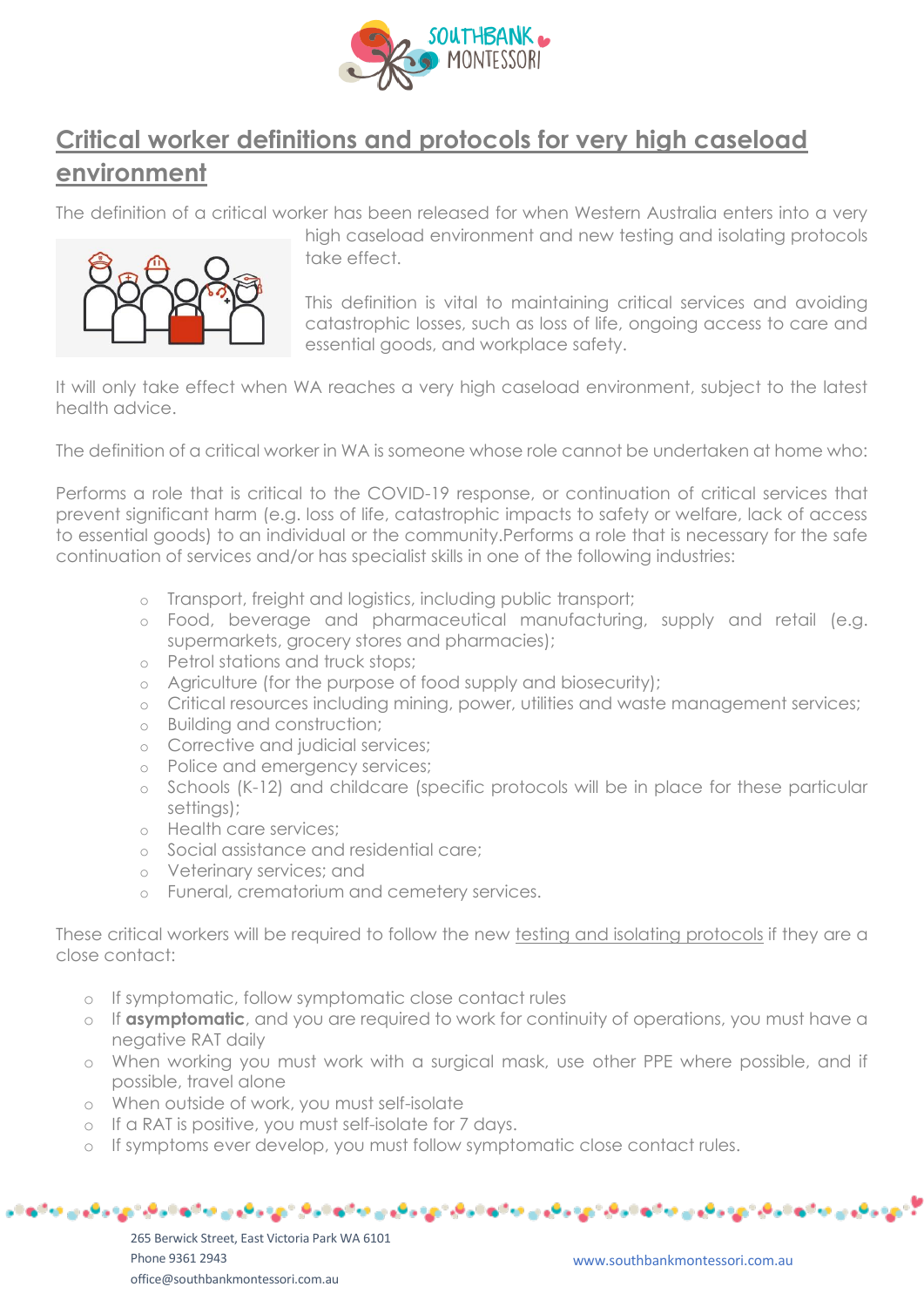# Critical worker definitions and protocols for very high caseload environment

The definition of a critical worker has been released for when Western Australia enters into a very high caseload environment and new testing and isolating protocols take effect.

This definition is vital to maintaining critical services and avoiding catastrophic losses, such as loss of life, ongoing access to care and essential goods, and workplace safety.

It will only take effect when WA reaches a very high caseload environment, subject to the latest health advice.

The definition of a critical worker in WA is someone whose role cannot be undertaken at home who:

Performs a role that is critical to the COVID-19 response, or continuation of critical services that prevent significant harm (e.g. loss of life, catastrophic impacts to safety or welfare, lack of access to essential goods) to an individual or the community.Performs a role that is necessary for the safe continuation of services and/or has specialist skills in one of the following industries:

- Transport, freight and logistics, including public transport;
- Food, beverage and pharmaceutical manufacturing, supply and retail (e.g. supermarkets, grocery stores and pharmacies);
- Petrol stations and truck stops;
- Agriculture (for the purpose of food supply and biosecurity);
- Critical resources including mining, power, utilities and waste management services;
- Building and construction;
- Corrective and judicial services;
- Police and emergency services;
- Schools (K-12) and childcare (specific protocols will be in place for these particular settings);
- Health care services;
- Social assistance and residential care;
- Veterinary services; and
- Funeral, crematorium and cemetery services.

These critical workers will be required to follow the new testing and isolating protocols if they are a close contact:

- If symptomatic, follow symptomatic close contact rules
- If **asymptomatic**, and you are required to work for continuity of operations, you must have a negative RAT daily
- When working you must work with a surgical mask, use other PPE where possible, and if possible, travel alone
- When outside of work, you must self-isolate
- If a RAT is positive, you must self-isolate for 7 days.
- If symptoms ever develop, you must follow symptomatic close contact rules.